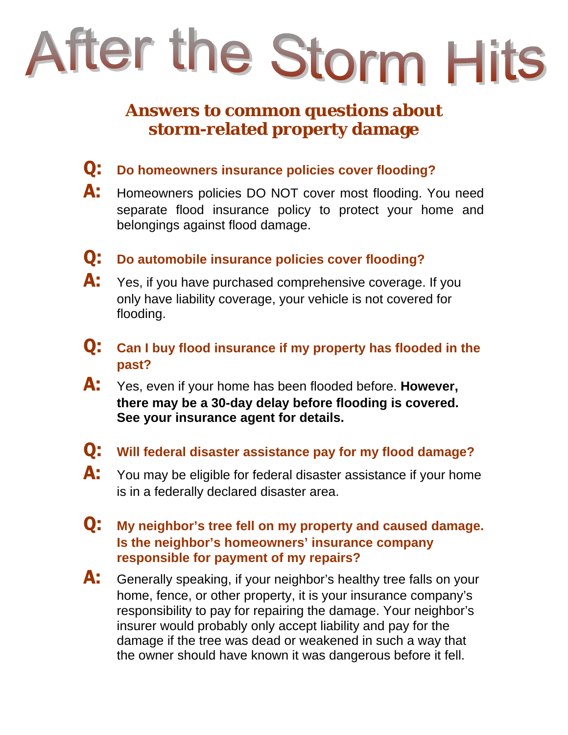# After the Storm Hits

## Answers to common questions about storm-related property damage

**Q: Do homeowners insurance policies cover flooding?**

**A:** Homeowners policies DO NOT cover most flooding. You need separate flood insurance policy to protect your home and belongings against flood damage.

**Q: Do automobile insurance policies cover flooding?**

**A:** Yes, if you have purchased comprehensive coverage. If you only have liability coverage, your vehicle is not covered for flooding.

**Q: Can I buy flood insurance if my property has flooded in the past?**

**A:** Yes, even if your home has been flooded before. **However, there may be a 30-day delay before flooding is covered. See your insurance agent for details.**

**Q: Will federal disaster assistance pay for my flood damage?**

**A:** You may be eligible for federal disaster assistance if your home is in a federally declared disaster area.

**Q: My neighbor's tree fell on my property and caused damage. Is the neighbor's homeowners' insurance company responsible for payment of my repairs?**

**A:** Generally speaking, if your neighbor's healthy tree falls on your home, fence, or other property, it is your insurance company's responsibility to pay for repairing the damage. Your neighbor's insurer would probably only accept liability and pay for the damage if the tree was dead or weakened in such a way that the owner should have known it was dangerous before it fell.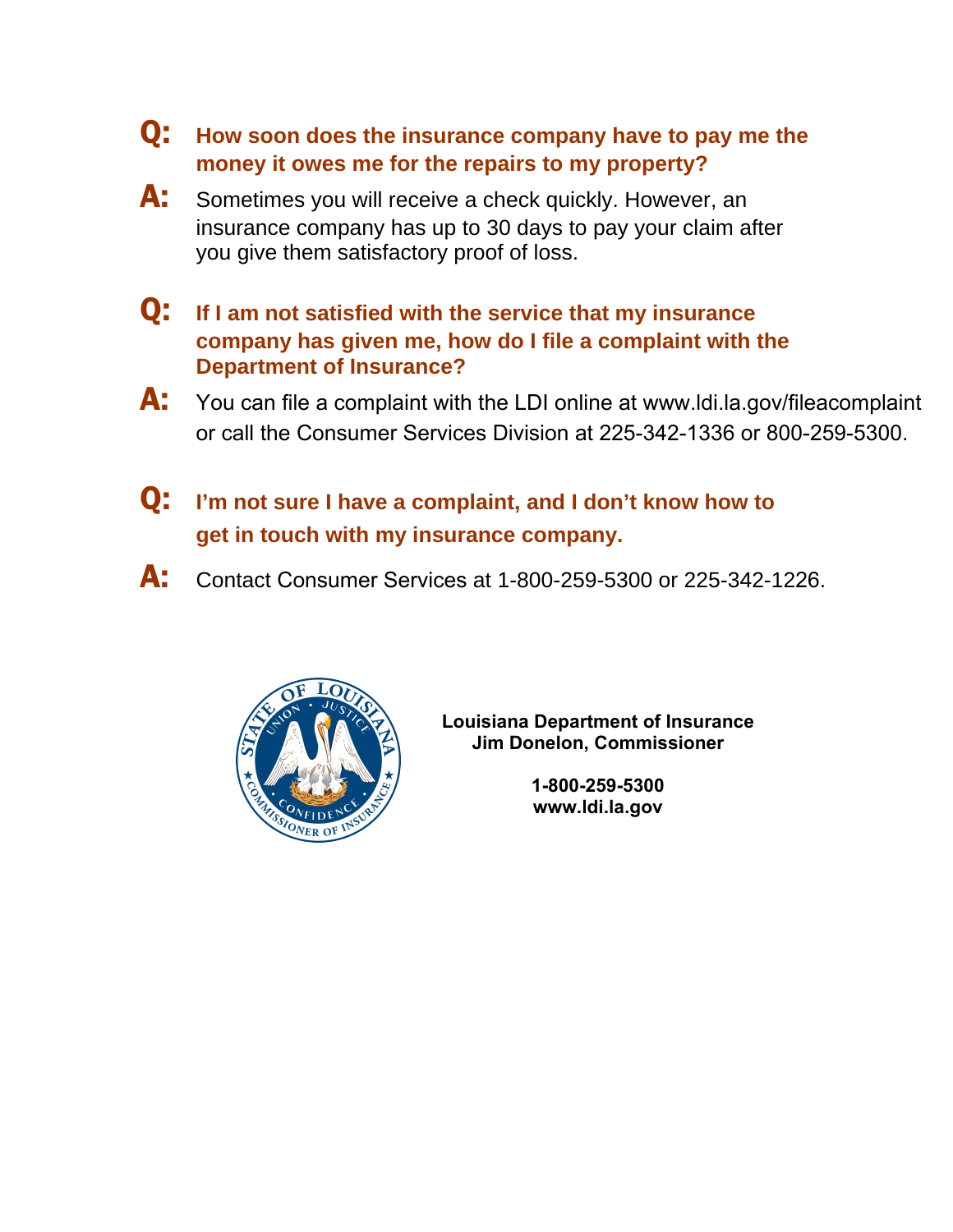**Q: How soon does the insurance company have to pay me the money it owes me for the repairs to my property?**

**A:** Sometimes you will receive a check quickly. However, an insurance company has up to 30 days to pay your claim after you give them satisfactory proof of loss.

**Q: If I am not satisfied with the service that my insurance company has given me, how do I file a complaint with the Department of Insurance?**

**A:** You can file a complaint with the LDI online at www.ldi.la.gov/fileacomplaint or call the Consumer Services Division at 225-342-1336 or 800-259-5300.

**Q: I'm not sure I have a complaint, and I don't know how to get in touch with my insurance company.**

**A:** Contact Consumer Services at 1-800-259-5300 or 225-342-1226.

STATE OF LOUISIANA · UNION · JUSTICE · CONFIDENCE · COMMISSIONER OF INSURANCE

**Louisiana Department of Insurance**
**Jim Donelon, Commissioner**

**1-800-259-5300**
**www.ldi.la.gov**